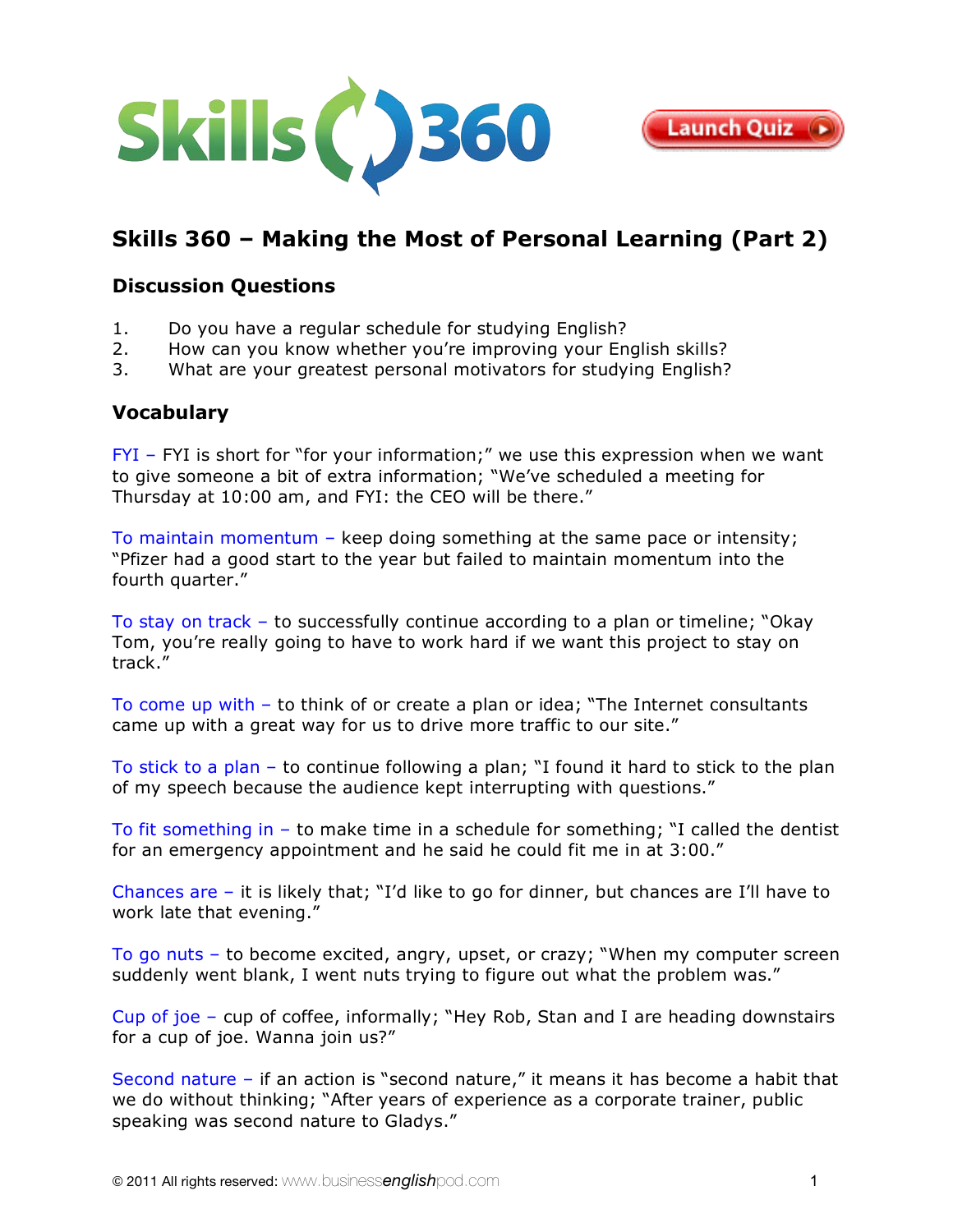# Skills 360 – Making the Most of Personal Learning (Part 2)

## Discussion Questions

1. Do you have a regular schedule for studying English?
2. How can you know whether you're improving your English skills?
3. What are your greatest personal motivators for studying English?

## Vocabulary

FYI – FYI is short for "for your information;" we use this expression when we want to give someone a bit of extra information; "We've scheduled a meeting for Thursday at 10:00 am, and FYI: the CEO will be there."

To maintain momentum – keep doing something at the same pace or intensity; "Pfizer had a good start to the year but failed to maintain momentum into the fourth quarter."

To stay on track – to successfully continue according to a plan or timeline; "Okay Tom, you're really going to have to work hard if we want this project to stay on track."

To come up with – to think of or create a plan or idea; "The Internet consultants came up with a great way for us to drive more traffic to our site."

To stick to a plan – to continue following a plan; "I found it hard to stick to the plan of my speech because the audience kept interrupting with questions."

To fit something in – to make time in a schedule for something; "I called the dentist for an emergency appointment and he said he could fit me in at 3:00."

Chances are – it is likely that; "I'd like to go for dinner, but chances are I'll have to work late that evening."

To go nuts – to become excited, angry, upset, or crazy; "When my computer screen suddenly went blank, I went nuts trying to figure out what the problem was."

Cup of joe – cup of coffee, informally; "Hey Rob, Stan and I are heading downstairs for a cup of joe. Wanna join us?"

Second nature – if an action is "second nature," it means it has become a habit that we do without thinking; "After years of experience as a corporate trainer, public speaking was second nature to Gladys."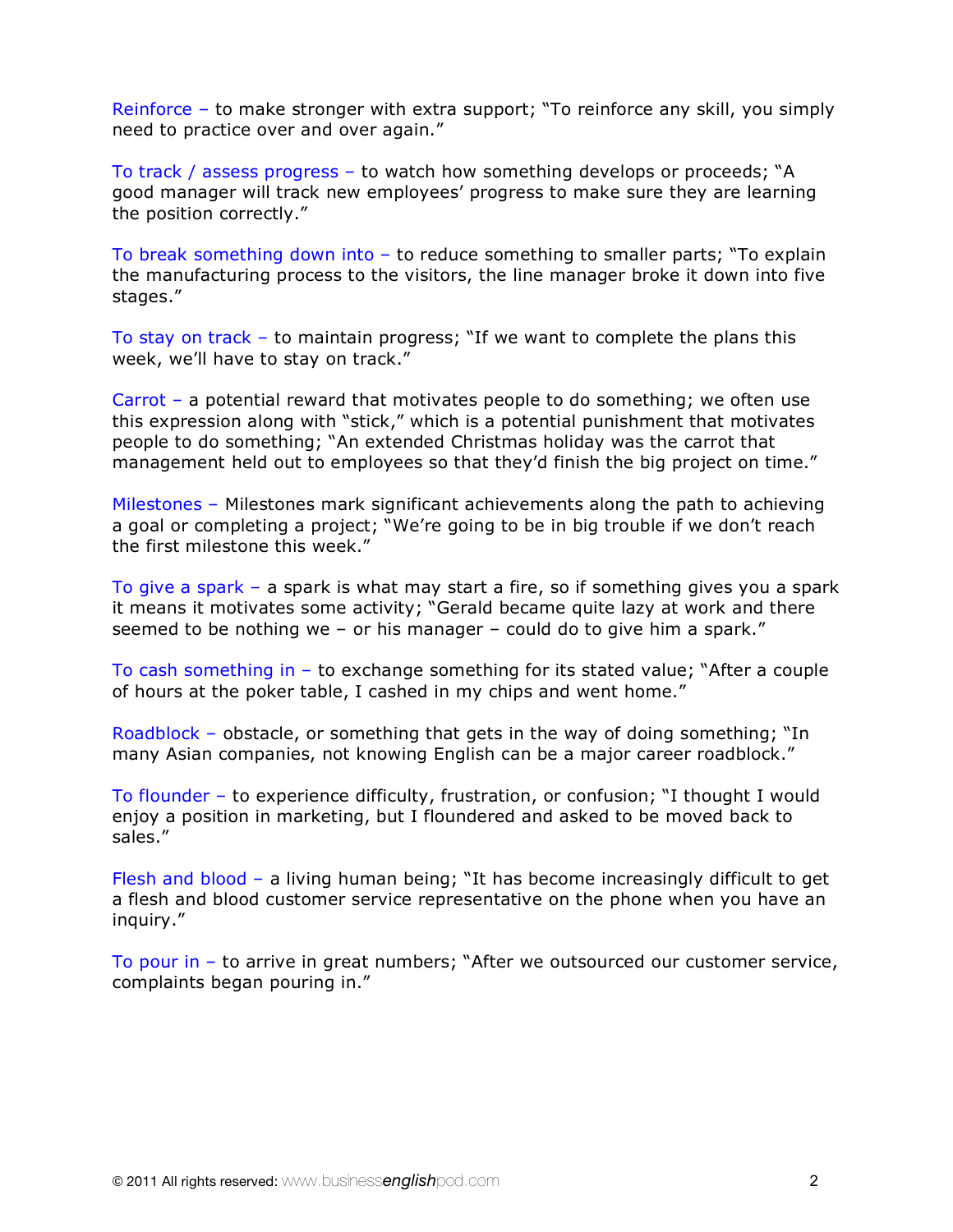Reinforce – to make stronger with extra support; "To reinforce any skill, you simply need to practice over and over again."

To track / assess progress – to watch how something develops or proceeds; "A good manager will track new employees' progress to make sure they are learning the position correctly."

To break something down into – to reduce something to smaller parts; "To explain the manufacturing process to the visitors, the line manager broke it down into five stages."

To stay on track – to maintain progress; "If we want to complete the plans this week, we'll have to stay on track."

Carrot – a potential reward that motivates people to do something; we often use this expression along with "stick," which is a potential punishment that motivates people to do something; "An extended Christmas holiday was the carrot that management held out to employees so that they'd finish the big project on time."

Milestones – Milestones mark significant achievements along the path to achieving a goal or completing a project; "We're going to be in big trouble if we don't reach the first milestone this week."

To give a spark – a spark is what may start a fire, so if something gives you a spark it means it motivates some activity; "Gerald became quite lazy at work and there seemed to be nothing we – or his manager – could do to give him a spark."

To cash something in – to exchange something for its stated value; "After a couple of hours at the poker table, I cashed in my chips and went home."

Roadblock – obstacle, or something that gets in the way of doing something; "In many Asian companies, not knowing English can be a major career roadblock."

To flounder – to experience difficulty, frustration, or confusion; "I thought I would enjoy a position in marketing, but I floundered and asked to be moved back to sales."

Flesh and blood – a living human being; "It has become increasingly difficult to get a flesh and blood customer service representative on the phone when you have an inquiry."

To pour in – to arrive in great numbers; "After we outsourced our customer service, complaints began pouring in."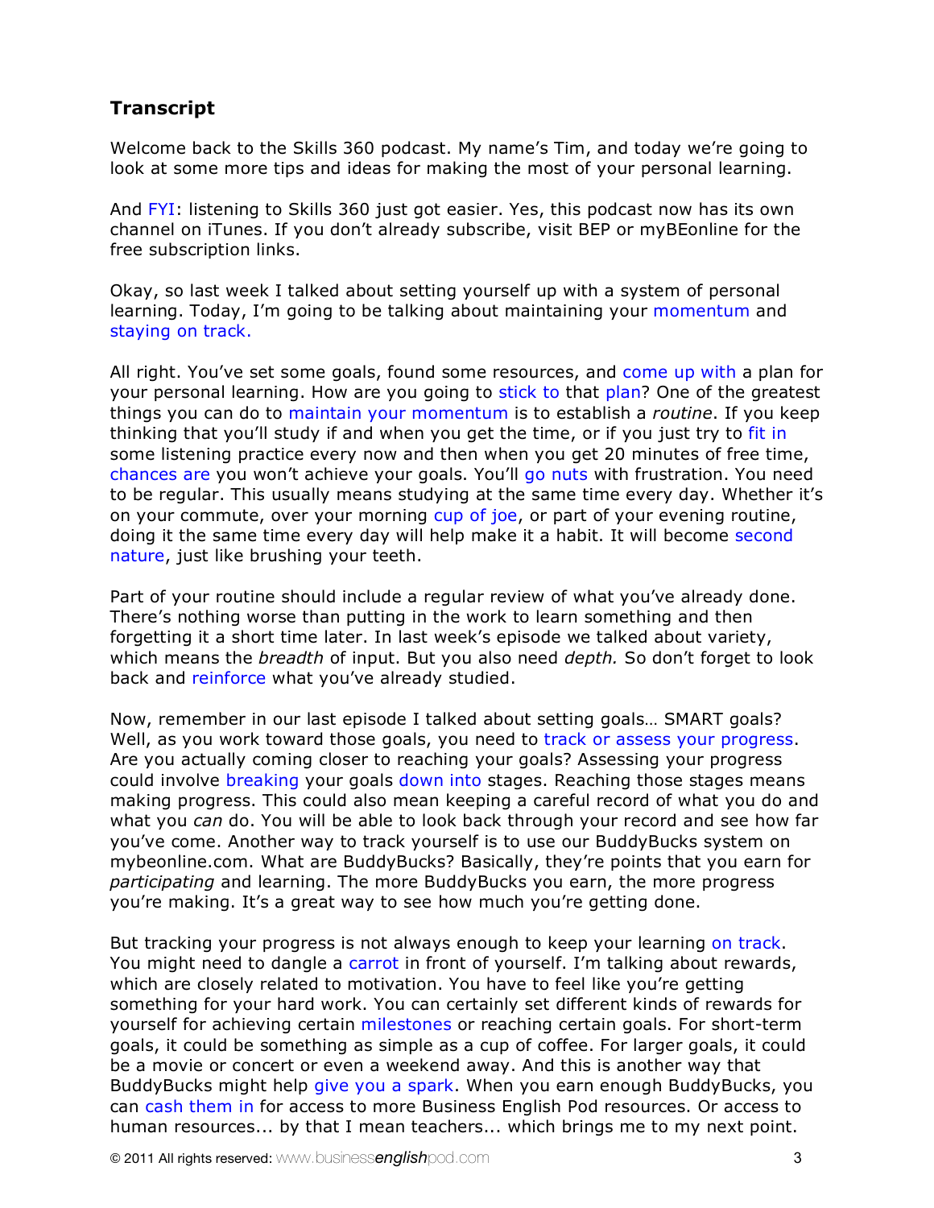## Transcript

Welcome back to the Skills 360 podcast. My name's Tim, and today we're going to look at some more tips and ideas for making the most of your personal learning.

And FYI: listening to Skills 360 just got easier. Yes, this podcast now has its own channel on iTunes. If you don't already subscribe, visit BEP or myBEonline for the free subscription links.

Okay, so last week I talked about setting yourself up with a system of personal learning. Today, I'm going to be talking about maintaining your momentum and staying on track.

All right. You've set some goals, found some resources, and come up with a plan for your personal learning. How are you going to stick to that plan? One of the greatest things you can do to maintain your momentum is to establish a *routine*. If you keep thinking that you'll study if and when you get the time, or if you just try to fit in some listening practice every now and then when you get 20 minutes of free time, chances are you won't achieve your goals. You'll go nuts with frustration. You need to be regular. This usually means studying at the same time every day. Whether it's on your commute, over your morning cup of joe, or part of your evening routine, doing it the same time every day will help make it a habit. It will become second nature, just like brushing your teeth.

Part of your routine should include a regular review of what you've already done. There's nothing worse than putting in the work to learn something and then forgetting it a short time later. In last week's episode we talked about variety, which means the *breadth* of input. But you also need *depth.* So don't forget to look back and reinforce what you've already studied.

Now, remember in our last episode I talked about setting goals… SMART goals? Well, as you work toward those goals, you need to track or assess your progress. Are you actually coming closer to reaching your goals? Assessing your progress could involve breaking your goals down into stages. Reaching those stages means making progress. This could also mean keeping a careful record of what you do and what you *can* do. You will be able to look back through your record and see how far you've come. Another way to track yourself is to use our BuddyBucks system on mybeonline.com. What are BuddyBucks? Basically, they're points that you earn for *participating* and learning. The more BuddyBucks you earn, the more progress you're making. It's a great way to see how much you're getting done.

But tracking your progress is not always enough to keep your learning on track. You might need to dangle a carrot in front of yourself. I'm talking about rewards, which are closely related to motivation. You have to feel like you're getting something for your hard work. You can certainly set different kinds of rewards for yourself for achieving certain milestones or reaching certain goals. For short-term goals, it could be something as simple as a cup of coffee. For larger goals, it could be a movie or concert or even a weekend away. And this is another way that BuddyBucks might help give you a spark. When you earn enough BuddyBucks, you can cash them in for access to more Business English Pod resources. Or access to human resources... by that I mean teachers... which brings me to my next point.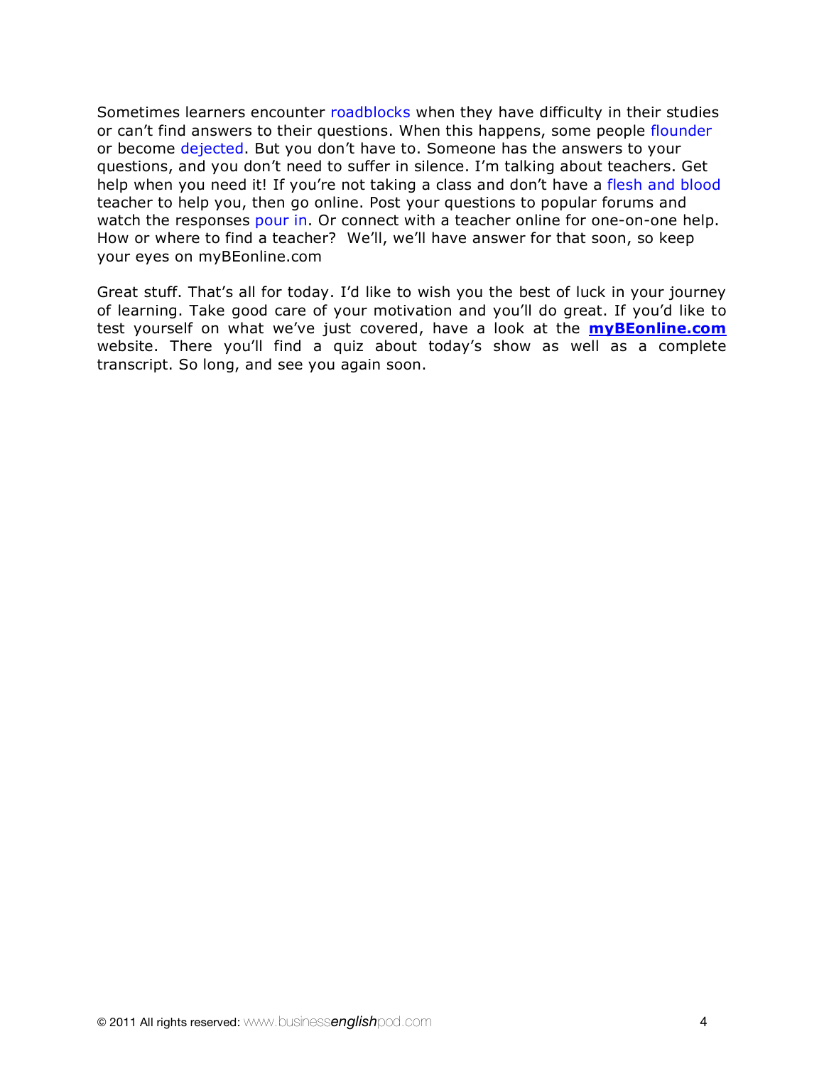Sometimes learners encounter roadblocks when they have difficulty in their studies or can't find answers to their questions. When this happens, some people flounder or become dejected. But you don't have to. Someone has the answers to your questions, and you don't need to suffer in silence. I'm talking about teachers. Get help when you need it! If you're not taking a class and don't have a flesh and blood teacher to help you, then go online. Post your questions to popular forums and watch the responses pour in. Or connect with a teacher online for one-on-one help. How or where to find a teacher? We'll, we'll have answer for that soon, so keep your eyes on myBEonline.com

Great stuff. That's all for today. I'd like to wish you the best of luck in your journey of learning. Take good care of your motivation and you'll do great. If you'd like to test yourself on what we've just covered, have a look at the **myBEonline.com** website. There you'll find a quiz about today's show as well as a complete transcript. So long, and see you again soon.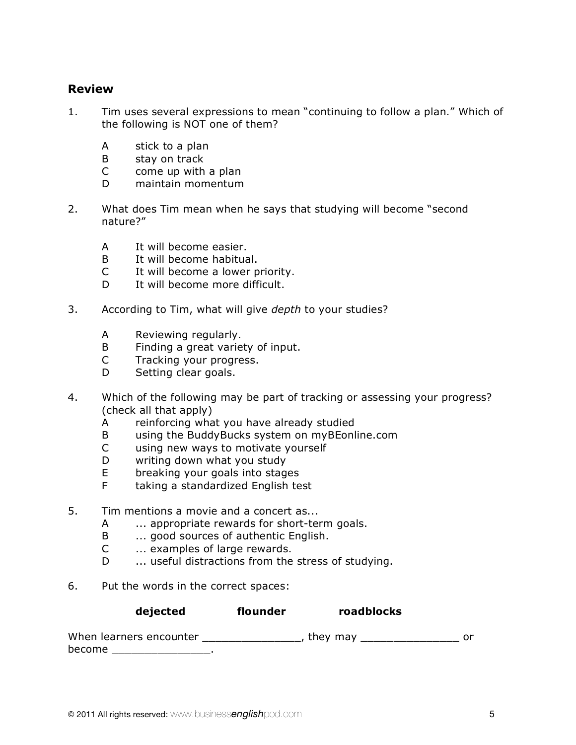## Review

1. Tim uses several expressions to mean "continuing to follow a plan." Which of the following is NOT one of them?

   A stick to a plan
   B stay on track
   C come up with a plan
   D maintain momentum

2. What does Tim mean when he says that studying will become "second nature?"

   A It will become easier.
   B It will become habitual.
   C It will become a lower priority.
   D It will become more difficult.

3. According to Tim, what will give *depth* to your studies?

   A Reviewing regularly.
   B Finding a great variety of input.
   C Tracking your progress.
   D Setting clear goals.

4. Which of the following may be part of tracking or assessing your progress? (check all that apply)

   A reinforcing what you have already studied
   B using the BuddyBucks system on myBEonline.com
   C using new ways to motivate yourself
   D writing down what you study
   E breaking your goals into stages
   F taking a standardized English test

5. Tim mentions a movie and a concert as...

   A ... appropriate rewards for short-term goals.
   B ... good sources of authentic English.
   C ... examples of large rewards.
   D ... useful distractions from the stress of studying.

6. Put the words in the correct spaces:

   **dejected** **flounder** **roadblocks**

When learners encounter _______________, they may _______________ or become _______________.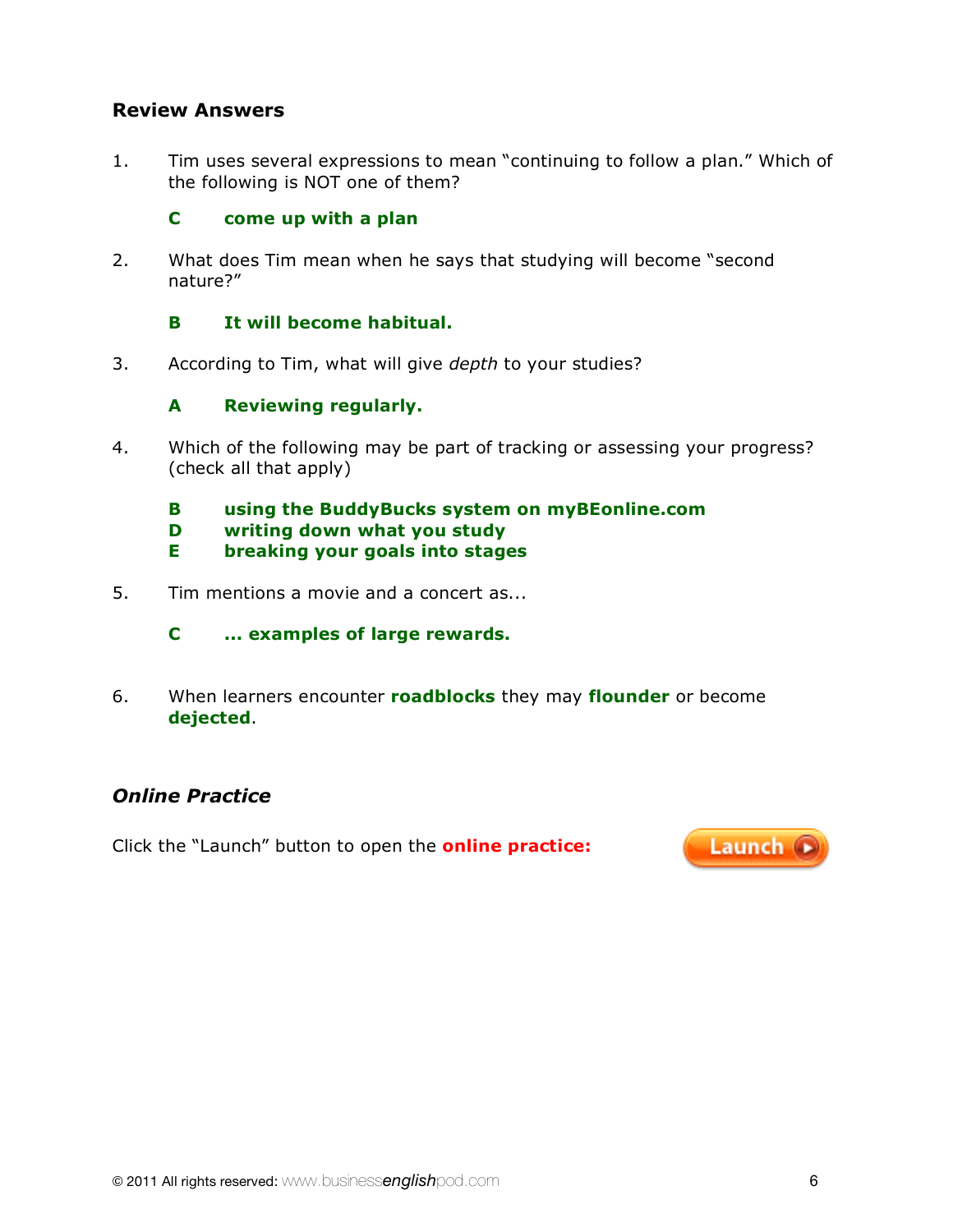### Review Answers

1. Tim uses several expressions to mean "continuing to follow a plan." Which of the following is NOT one of them?

   **C come up with a plan**

2. What does Tim mean when he says that studying will become "second nature?"

   **B It will become habitual.**

3. According to Tim, what will give *depth* to your studies?

   **A Reviewing regularly.**

4. Which of the following may be part of tracking or assessing your progress? (check all that apply)

   **B using the BuddyBucks system on myBEonline.com**
   **D writing down what you study**
   **E breaking your goals into stages**

5. Tim mentions a movie and a concert as...

   **C ... examples of large rewards.**

6. When learners encounter **roadblocks** they may **flounder** or become **dejected**.

### *Online Practice*

Click the "Launch" button to open the **online practice:**

Launch